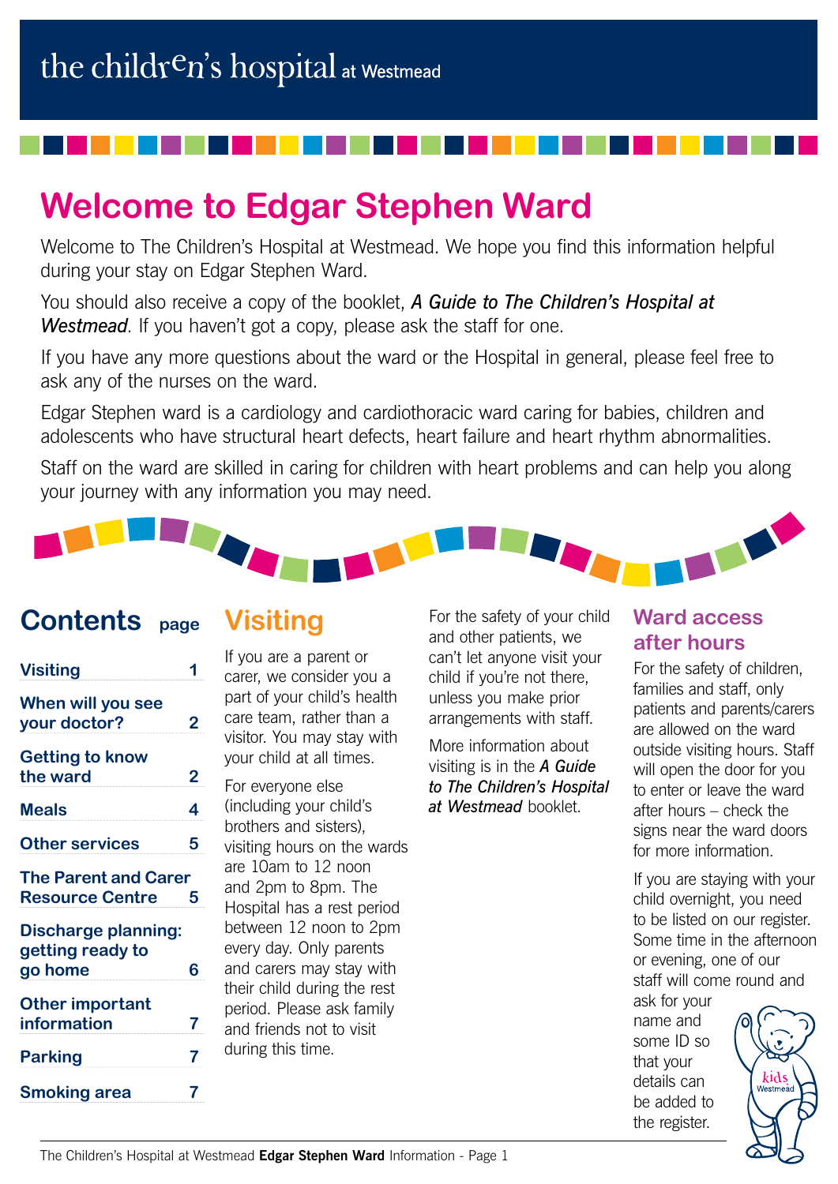the children's hospital at Westmead

# Welcome to Edgar Stephen Ward

Welcome to The Children's Hospital at Westmead. We hope you find this information helpful during your stay on Edgar Stephen Ward.

You should also receive a copy of the booklet, ***A Guide to The Children's Hospital at Westmead***. If you haven't got a copy, please ask the staff for one.

If you have any more questions about the ward or the Hospital in general, please feel free to ask any of the nurses on the ward.

Edgar Stephen ward is a cardiology and cardiothoracic ward caring for babies, children and adolescents who have structural heart defects, heart failure and heart rhythm abnormalities.

Staff on the ward are skilled in caring for children with heart problems and can help you along your journey with any information you may need.

## Contents

| | page |
|---|---|
| **Visiting** | **1** |
| **When will you see your doctor?** | **2** |
| **Getting to know the ward** | **2** |
| **Meals** | **4** |
| **Other services** | **5** |
| **The Parent and Carer Resource Centre** | **5** |
| **Discharge planning: getting ready to go home** | **6** |
| **Other important information** | **7** |
| **Parking** | **7** |
| **Smoking area** | **7** |

## Visiting

If you are a parent or carer, we consider you a part of your child's health care team, rather than a visitor. You may stay with your child at all times.

For everyone else (including your child's brothers and sisters), visiting hours on the wards are 10am to 12 noon and 2pm to 8pm. The Hospital has a rest period between 12 noon to 2pm every day. Only parents and carers may stay with their child during the rest period. Please ask family and friends not to visit during this time.

For the safety of your child and other patients, we can't let anyone visit your child if you're not there, unless you make prior arrangements with staff.

More information about visiting is in the ***A Guide to The Children's Hospital at Westmead*** booklet.

### Ward access after hours

For the safety of children, families and staff, only patients and parents/carers are allowed on the ward outside visiting hours. Staff will open the door for you to enter or leave the ward after hours – check the signs near the ward doors for more information.

If you are staying with your child overnight, you need to be listed on our register. Some time in the afternoon or evening, one of our staff will come round and ask for your name and some ID so that your details can be added to the register.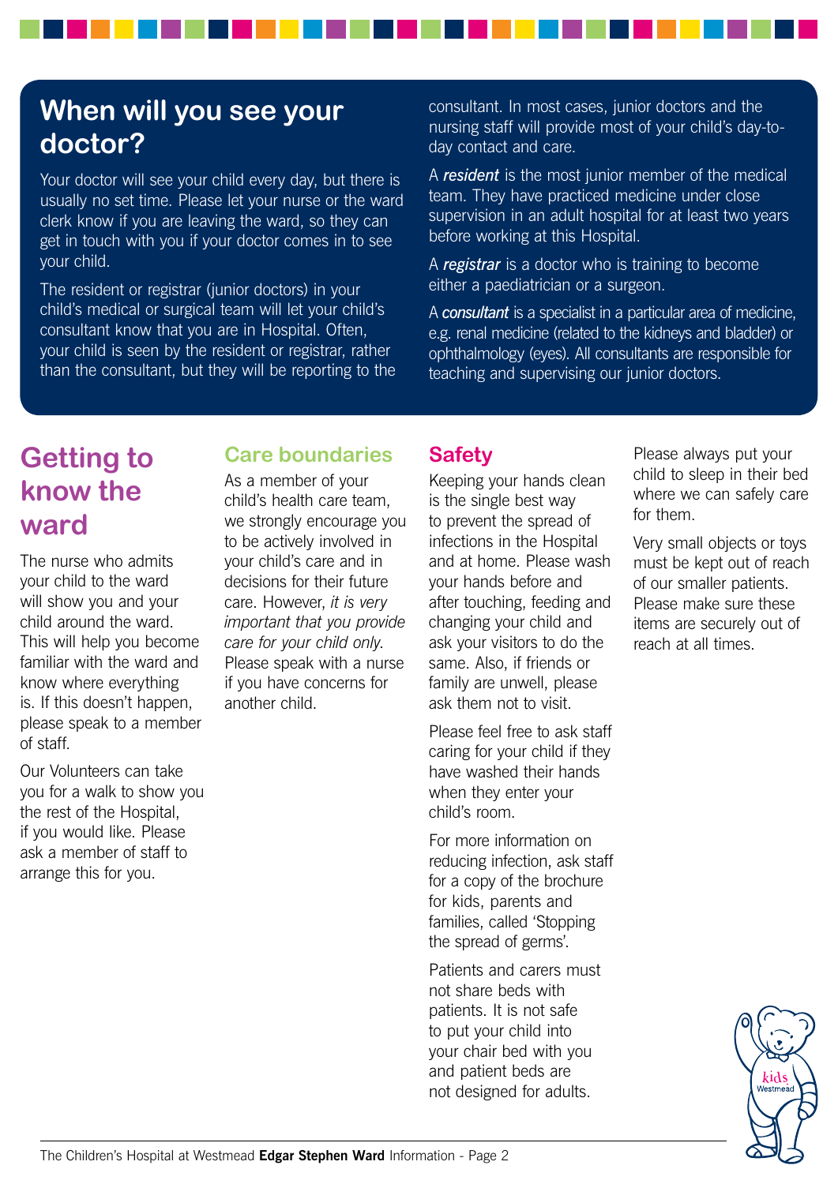## When will you see your doctor?

Your doctor will see your child every day, but there is usually no set time. Please let your nurse or the ward clerk know if you are leaving the ward, so they can get in touch with you if your doctor comes in to see your child.

The resident or registrar (junior doctors) in your child's medical or surgical team will let your child's consultant know that you are in Hospital. Often, your child is seen by the resident or registrar, rather than the consultant, but they will be reporting to the consultant. In most cases, junior doctors and the nursing staff will provide most of your child's day-to-day contact and care.

A ***resident*** is the most junior member of the medical team. They have practiced medicine under close supervision in an adult hospital for at least two years before working at this Hospital.

A ***registrar*** is a doctor who is training to become either a paediatrician or a surgeon.

A ***consultant*** is a specialist in a particular area of medicine, e.g. renal medicine (related to the kidneys and bladder) or ophthalmology (eyes). All consultants are responsible for teaching and supervising our junior doctors.

## Getting to know the ward

The nurse who admits your child to the ward will show you and your child around the ward. This will help you become familiar with the ward and know where everything is. If this doesn't happen, please speak to a member of staff.

Our Volunteers can take you for a walk to show you the rest of the Hospital, if you would like. Please ask a member of staff to arrange this for you.

### Care boundaries

As a member of your child's health care team, we strongly encourage you to be actively involved in your child's care and in decisions for their future care. However, *it is very important that you provide care for your child only*. Please speak with a nurse if you have concerns for another child.

### Safety

Keeping your hands clean is the single best way to prevent the spread of infections in the Hospital and at home. Please wash your hands before and after touching, feeding and changing your child and ask your visitors to do the same. Also, if friends or family are unwell, please ask them not to visit.

Please feel free to ask staff caring for your child if they have washed their hands when they enter your child's room.

For more information on reducing infection, ask staff for a copy of the brochure for kids, parents and families, called 'Stopping the spread of germs'.

Patients and carers must not share beds with patients. It is not safe to put your child into your chair bed with you and patient beds are not designed for adults.

Please always put your child to sleep in their bed where we can safely care for them.

Very small objects or toys must be kept out of reach of our smaller patients. Please make sure these items are securely out of reach at all times.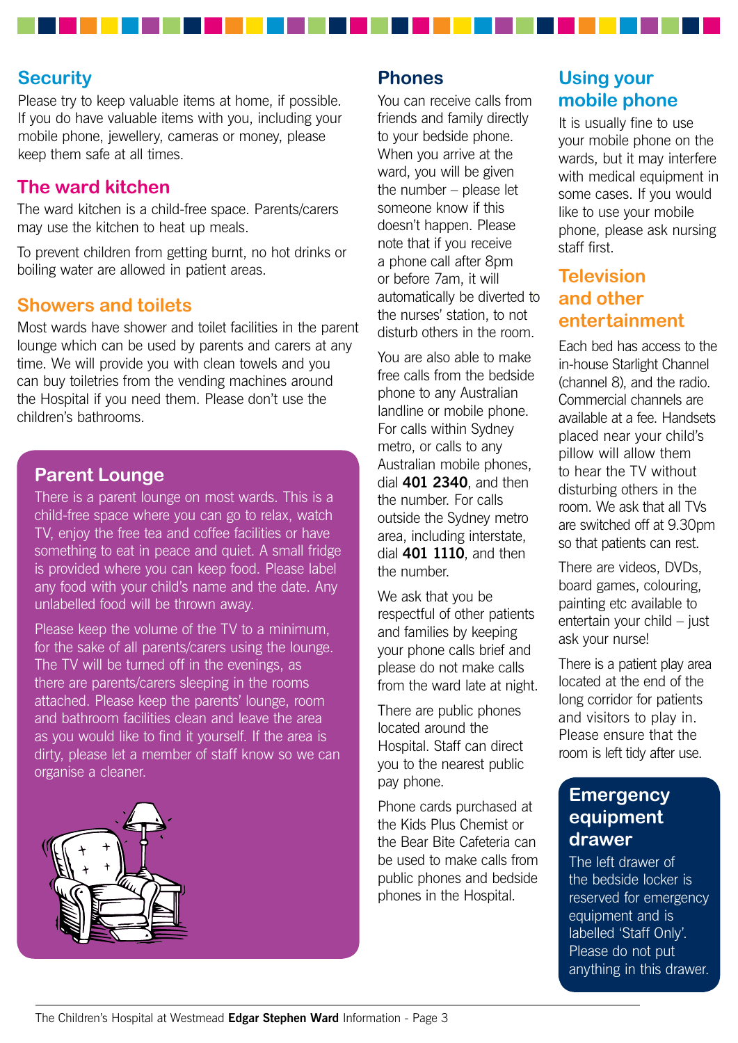## Security

Please try to keep valuable items at home, if possible. If you do have valuable items with you, including your mobile phone, jewellery, cameras or money, please keep them safe at all times.

## The ward kitchen

The ward kitchen is a child-free space. Parents/carers may use the kitchen to heat up meals.

To prevent children from getting burnt, no hot drinks or boiling water are allowed in patient areas.

## Showers and toilets

Most wards have shower and toilet facilities in the parent lounge which can be used by parents and carers at any time. We will provide you with clean towels and you can buy toiletries from the vending machines around the Hospital if you need them. Please don't use the children's bathrooms.

## Parent Lounge

There is a parent lounge on most wards. This is a child-free space where you can go to relax, watch TV, enjoy the free tea and coffee facilities or have something to eat in peace and quiet. A small fridge is provided where you can keep food. Please label any food with your child's name and the date. Any unlabelled food will be thrown away.

Please keep the volume of the TV to a minimum, for the sake of all parents/carers using the lounge. The TV will be turned off in the evenings, as there are parents/carers sleeping in the rooms attached. Please keep the parents' lounge, room and bathroom facilities clean and leave the area as you would like to find it yourself. If the area is dirty, please let a member of staff know so we can organise a cleaner.

## Phones

You can receive calls from friends and family directly to your bedside phone. When you arrive at the ward, you will be given the number – please let someone know if this doesn't happen. Please note that if you receive a phone call after 8pm or before 7am, it will automatically be diverted to the nurses' station, to not disturb others in the room.

You are also able to make free calls from the bedside phone to any Australian landline or mobile phone. For calls within Sydney metro, or calls to any Australian mobile phones, dial **401 2340**, and then the number. For calls outside the Sydney metro area, including interstate, dial **401 1110**, and then the number.

We ask that you be respectful of other patients and families by keeping your phone calls brief and please do not make calls from the ward late at night.

There are public phones located around the Hospital. Staff can direct you to the nearest public pay phone.

Phone cards purchased at the Kids Plus Chemist or the Bear Bite Cafeteria can be used to make calls from public phones and bedside phones in the Hospital.

## Using your mobile phone

It is usually fine to use your mobile phone on the wards, but it may interfere with medical equipment in some cases. If you would like to use your mobile phone, please ask nursing staff first.

## Television and other entertainment

Each bed has access to the in-house Starlight Channel (channel 8), and the radio. Commercial channels are available at a fee. Handsets placed near your child's pillow will allow them to hear the TV without disturbing others in the room. We ask that all TVs are switched off at 9.30pm so that patients can rest.

There are videos, DVDs, board games, colouring, painting etc available to entertain your child – just ask your nurse!

There is a patient play area located at the end of the long corridor for patients and visitors to play in. Please ensure that the room is left tidy after use.

## Emergency equipment drawer

The left drawer of the bedside locker is reserved for emergency equipment and is labelled 'Staff Only'. Please do not put anything in this drawer.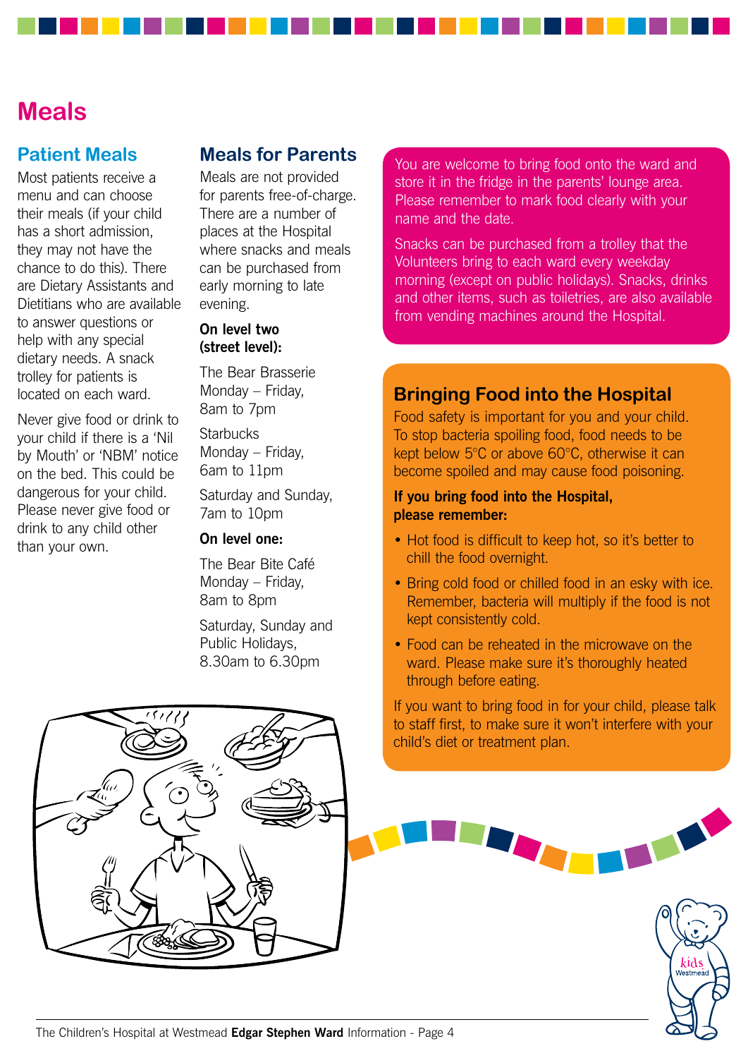# Meals

## Patient Meals

Most patients receive a menu and can choose their meals (if your child has a short admission, they may not have the chance to do this). There are Dietary Assistants and Dietitians who are available to answer questions or help with any special dietary needs. A snack trolley for patients is located on each ward.

Never give food or drink to your child if there is a 'Nil by Mouth' or 'NBM' notice on the bed. This could be dangerous for your child. Please never give food or drink to any child other than your own.

## Meals for Parents

Meals are not provided for parents free-of-charge. There are a number of places at the Hospital where snacks and meals can be purchased from early morning to late evening.

**On level two (street level):**

The Bear Brasserie
Monday – Friday,
8am to 7pm

Starbucks
Monday – Friday,
6am to 11pm

Saturday and Sunday,
7am to 10pm

**On level one:**

The Bear Bite Café
Monday – Friday,
8am to 8pm

Saturday, Sunday and Public Holidays,
8.30am to 6.30pm

You are welcome to bring food onto the ward and store it in the fridge in the parents' lounge area. Please remember to mark food clearly with your name and the date.

Snacks can be purchased from a trolley that the Volunteers bring to each ward every weekday morning (except on public holidays). Snacks, drinks and other items, such as toiletries, are also available from vending machines around the Hospital.

## Bringing Food into the Hospital

Food safety is important for you and your child. To stop bacteria spoiling food, food needs to be kept below 5°C or above 60°C, otherwise it can become spoiled and may cause food poisoning.

**If you bring food into the Hospital, please remember:**

- Hot food is difficult to keep hot, so it's better to chill the food overnight.
- Bring cold food or chilled food in an esky with ice. Remember, bacteria will multiply if the food is not kept consistently cold.
- Food can be reheated in the microwave on the ward. Please make sure it's thoroughly heated through before eating.

If you want to bring food in for your child, please talk to staff first, to make sure it won't interfere with your child's diet or treatment plan.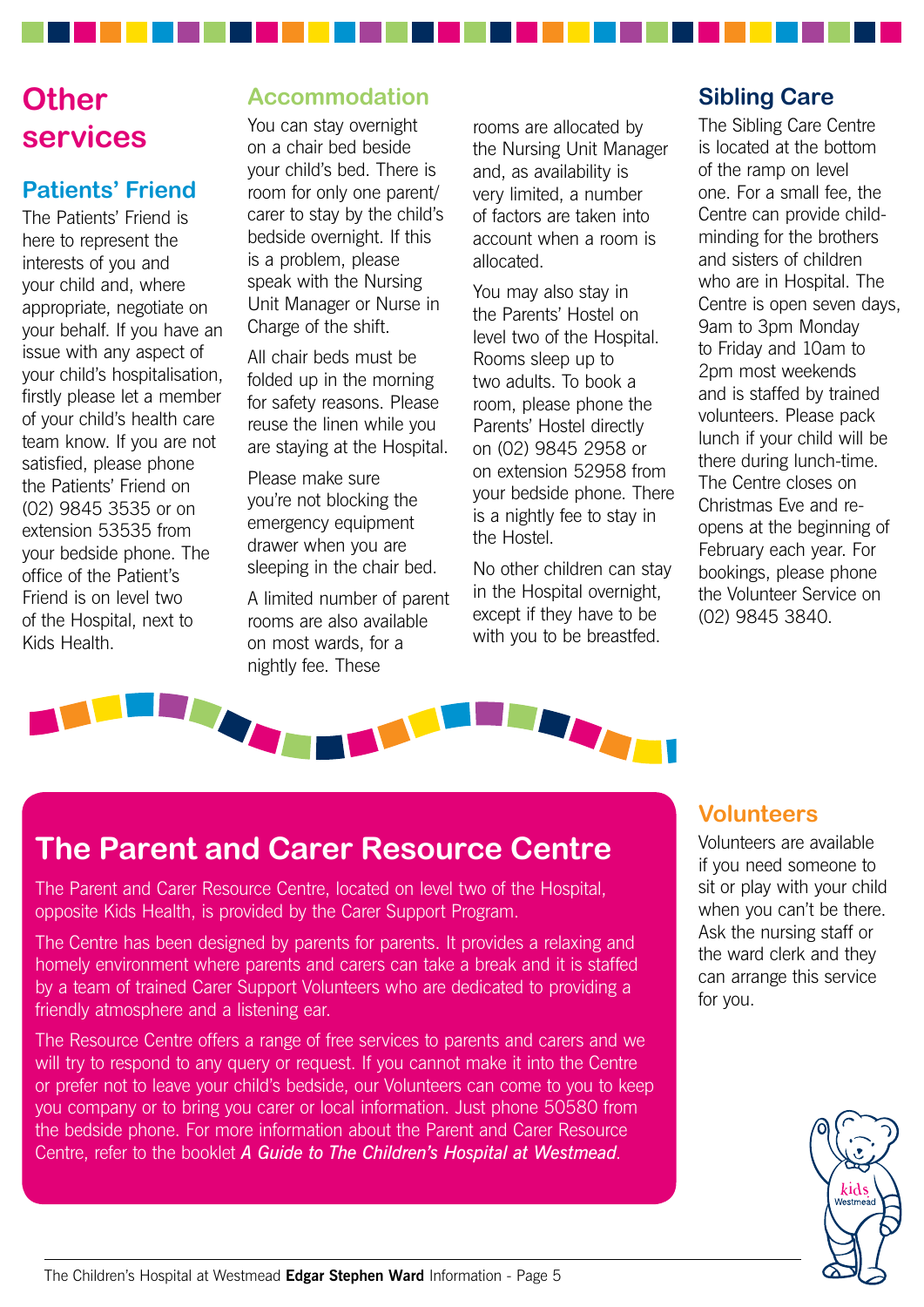# Other services

## Patients' Friend

The Patients' Friend is here to represent the interests of you and your child and, where appropriate, negotiate on your behalf. If you have an issue with any aspect of your child's hospitalisation, firstly please let a member of your child's health care team know. If you are not satisfied, please phone the Patients' Friend on (02) 9845 3535 or on extension 53535 from your bedside phone. The office of the Patient's Friend is on level two of the Hospital, next to Kids Health.

## Accommodation

You can stay overnight on a chair bed beside your child's bed. There is room for only one parent/ carer to stay by the child's bedside overnight. If this is a problem, please speak with the Nursing Unit Manager or Nurse in Charge of the shift.

All chair beds must be folded up in the morning for safety reasons. Please reuse the linen while you are staying at the Hospital.

Please make sure you're not blocking the emergency equipment drawer when you are sleeping in the chair bed.

A limited number of parent rooms are also available on most wards, for a nightly fee. These rooms are allocated by the Nursing Unit Manager and, as availability is very limited, a number of factors are taken into account when a room is allocated.

You may also stay in the Parents' Hostel on level two of the Hospital. Rooms sleep up to two adults. To book a room, please phone the Parents' Hostel directly on (02) 9845 2958 or on extension 52958 from your bedside phone. There is a nightly fee to stay in the Hostel.

No other children can stay in the Hospital overnight, except if they have to be with you to be breastfed.

## Sibling Care

The Sibling Care Centre is located at the bottom of the ramp on level one. For a small fee, the Centre can provide child-minding for the brothers and sisters of children who are in Hospital. The Centre is open seven days, 9am to 3pm Monday to Friday and 10am to 2pm most weekends and is staffed by trained volunteers. Please pack lunch if your child will be there during lunch-time. The Centre closes on Christmas Eve and re-opens at the beginning of February each year. For bookings, please phone the Volunteer Service on (02) 9845 3840.

## The Parent and Carer Resource Centre

The Parent and Carer Resource Centre, located on level two of the Hospital, opposite Kids Health, is provided by the Carer Support Program.

The Centre has been designed by parents for parents. It provides a relaxing and homely environment where parents and carers can take a break and it is staffed by a team of trained Carer Support Volunteers who are dedicated to providing a friendly atmosphere and a listening ear.

The Resource Centre offers a range of free services to parents and carers and we will try to respond to any query or request. If you cannot make it into the Centre or prefer not to leave your child's bedside, our Volunteers can come to you to keep you company or to bring you carer or local information. Just phone 50580 from the bedside phone. For more information about the Parent and Carer Resource Centre, refer to the booklet ***A Guide to The Children's Hospital at Westmead***.

## Volunteers

Volunteers are available if you need someone to sit or play with your child when you can't be there. Ask the nursing staff or the ward clerk and they can arrange this service for you.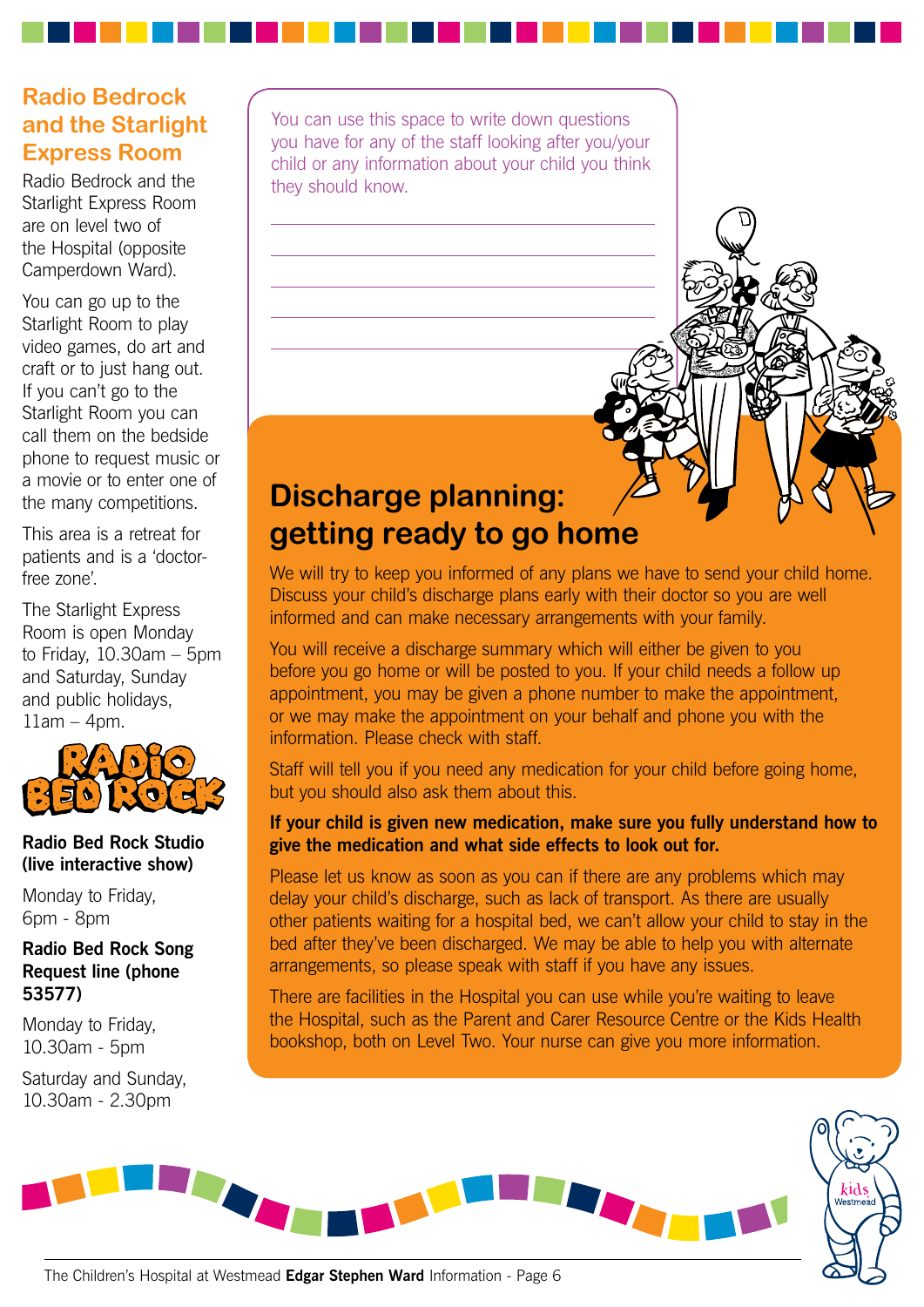## Radio Bedrock and the Starlight Express Room

Radio Bedrock and the Starlight Express Room are on level two of the Hospital (opposite Camperdown Ward).

You can go up to the Starlight Room to play video games, do art and craft or to just hang out. If you can't go to the Starlight Room you can call them on the bedside phone to request music or a movie or to enter one of the many competitions.

This area is a retreat for patients and is a 'doctor-free zone'.

The Starlight Express Room is open Monday to Friday, 10.30am – 5pm and Saturday, Sunday and public holidays, 11am – 4pm.

RADIO BED ROCK

**Radio Bed Rock Studio (live interactive show)**

Monday to Friday, 6pm - 8pm

**Radio Bed Rock Song Request line (phone 53577)**

Monday to Friday, 10.30am - 5pm

Saturday and Sunday, 10.30am - 2.30pm

You can use this space to write down questions you have for any of the staff looking after you/your child or any information about your child you think they should know.

_______________________________________________

_______________________________________________

_______________________________________________

_______________________________________________

_______________________________________________

## Discharge planning: getting ready to go home

We will try to keep you informed of any plans we have to send your child home. Discuss your child's discharge plans early with their doctor so you are well informed and can make necessary arrangements with your family.

You will receive a discharge summary which will either be given to you before you go home or will be posted to you. If your child needs a follow up appointment, you may be given a phone number to make the appointment, or we may make the appointment on your behalf and phone you with the information. Please check with staff.

Staff will tell you if you need any medication for your child before going home, but you should also ask them about this.

**If your child is given new medication, make sure you fully understand how to give the medication and what side effects to look out for.**

Please let us know as soon as you can if there are any problems which may delay your child's discharge, such as lack of transport. As there are usually other patients waiting for a hospital bed, we can't allow your child to stay in the bed after they've been discharged. We may be able to help you with alternate arrangements, so please speak with staff if you have any issues.

There are facilities in the Hospital you can use while you're waiting to leave the Hospital, such as the Parent and Carer Resource Centre or the Kids Health bookshop, both on Level Two. Your nurse can give you more information.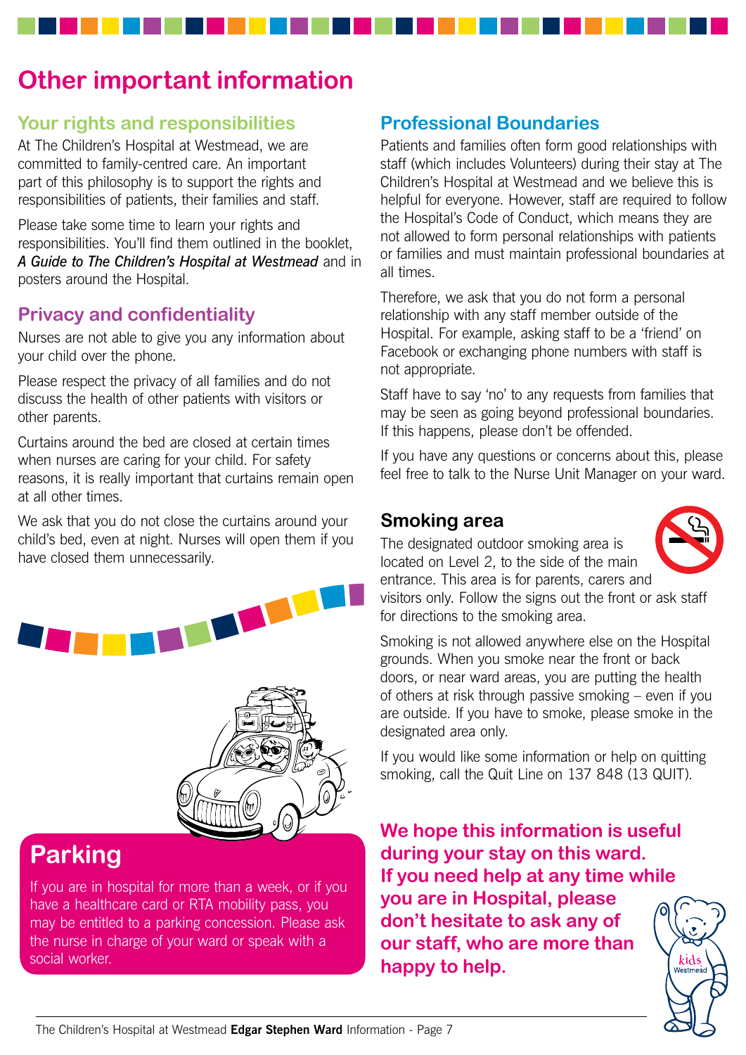# Other important information

## Your rights and responsibilities

At The Children's Hospital at Westmead, we are committed to family-centred care. An important part of this philosophy is to support the rights and responsibilities of patients, their families and staff.

Please take some time to learn your rights and responsibilities. You'll find them outlined in the booklet, ***A Guide to The Children's Hospital at Westmead*** and in posters around the Hospital.

## Privacy and confidentiality

Nurses are not able to give you any information about your child over the phone.

Please respect the privacy of all families and do not discuss the health of other patients with visitors or other parents.

Curtains around the bed are closed at certain times when nurses are caring for your child. For safety reasons, it is really important that curtains remain open at all other times.

We ask that you do not close the curtains around your child's bed, even at night. Nurses will open them if you have closed them unnecessarily.

## Parking

If you are in hospital for more than a week, or if you have a healthcare card or RTA mobility pass, you may be entitled to a parking concession. Please ask the nurse in charge of your ward or speak with a social worker.

## Professional Boundaries

Patients and families often form good relationships with staff (which includes Volunteers) during their stay at The Children's Hospital at Westmead and we believe this is helpful for everyone. However, staff are required to follow the Hospital's Code of Conduct, which means they are not allowed to form personal relationships with patients or families and must maintain professional boundaries at all times.

Therefore, we ask that you do not form a personal relationship with any staff member outside of the Hospital. For example, asking staff to be a 'friend' on Facebook or exchanging phone numbers with staff is not appropriate.

Staff have to say 'no' to any requests from families that may be seen as going beyond professional boundaries. If this happens, please don't be offended.

If you have any questions or concerns about this, please feel free to talk to the Nurse Unit Manager on your ward.

## Smoking area

The designated outdoor smoking area is located on Level 2, to the side of the main entrance. This area is for parents, carers and visitors only. Follow the signs out the front or ask staff for directions to the smoking area.

Smoking is not allowed anywhere else on the Hospital grounds. When you smoke near the front or back doors, or near ward areas, you are putting the health of others at risk through passive smoking – even if you are outside. If you have to smoke, please smoke in the designated area only.

If you would like some information or help on quitting smoking, call the Quit Line on 137 848 (13 QUIT).

**We hope this information is useful during your stay on this ward. If you need help at any time while you are in Hospital, please don't hesitate to ask any of our staff, who are more than happy to help.**